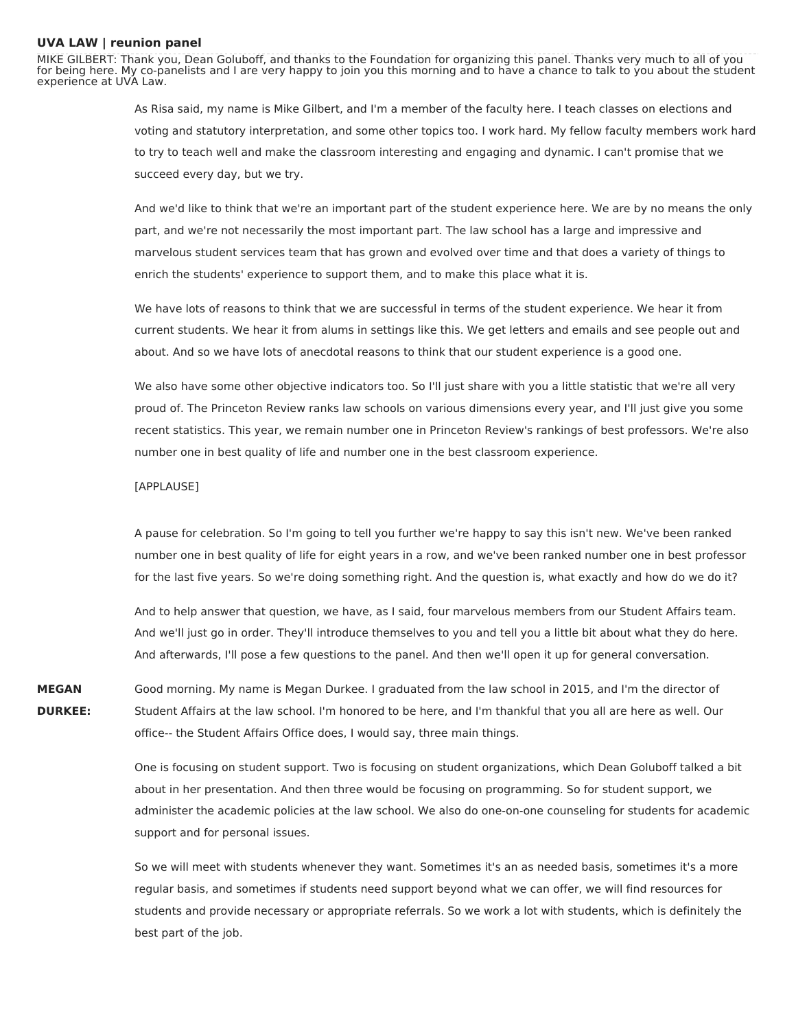**UVA LAW | reunion panel**

MIKE GILBERT: Thank you, Dean Goluboff, and thanks to the Foundation for organizing this panel. Thanks very much to all of you for being here. My co-panelists and I are very happy to join you this morning and to have a chance to talk to you about the student experience at UVA Law.

As Risa said, my name is Mike Gilbert, and I'm a member of the faculty here. I teach classes on elections and voting and statutory interpretation, and some other topics too. I work hard. My fellow faculty members work hard to try to teach well and make the classroom interesting and engaging and dynamic. I can't promise that we succeed every day, but we try.

And we'd like to think that we're an important part of the student experience here. We are by no means the only part, and we're not necessarily the most important part. The law school has a large and impressive and marvelous student services team that has grown and evolved over time and that does a variety of things to enrich the students' experience to support them, and to make this place what it is.

We have lots of reasons to think that we are successful in terms of the student experience. We hear it from current students. We hear it from alums in settings like this. We get letters and emails and see people out and about. And so we have lots of anecdotal reasons to think that our student experience is a good one.

We also have some other objective indicators too. So I'll just share with you a little statistic that we're all very proud of. The Princeton Review ranks law schools on various dimensions every year, and I'll just give you some recent statistics. This year, we remain number one in Princeton Review's rankings of best professors. We're also number one in best quality of life and number one in the best classroom experience.

[APPLAUSE]

A pause for celebration. So I'm going to tell you further we're happy to say this isn't new. We've been ranked number one in best quality of life for eight years in a row, and we've been ranked number one in best professor for the last five years. So we're doing something right. And the question is, what exactly and how do we do it?

And to help answer that question, we have, as I said, four marvelous members from our Student Affairs team. And we'll just go in order. They'll introduce themselves to you and tell you a little bit about what they do here. And afterwards, I'll pose a few questions to the panel. And then we'll open it up for general conversation.

**MEGAN DURKEE:** Good morning. My name is Megan Durkee. I graduated from the law school in 2015, and I'm the director of Student Affairs at the law school. I'm honored to be here, and I'm thankful that you all are here as well. Our office-- the Student Affairs Office does, I would say, three main things.

One is focusing on student support. Two is focusing on student organizations, which Dean Goluboff talked a bit about in her presentation. And then three would be focusing on programming. So for student support, we administer the academic policies at the law school. We also do one-on-one counseling for students for academic support and for personal issues.

So we will meet with students whenever they want. Sometimes it's an as needed basis, sometimes it's a more regular basis, and sometimes if students need support beyond what we can offer, we will find resources for students and provide necessary or appropriate referrals. So we work a lot with students, which is definitely the best part of the job.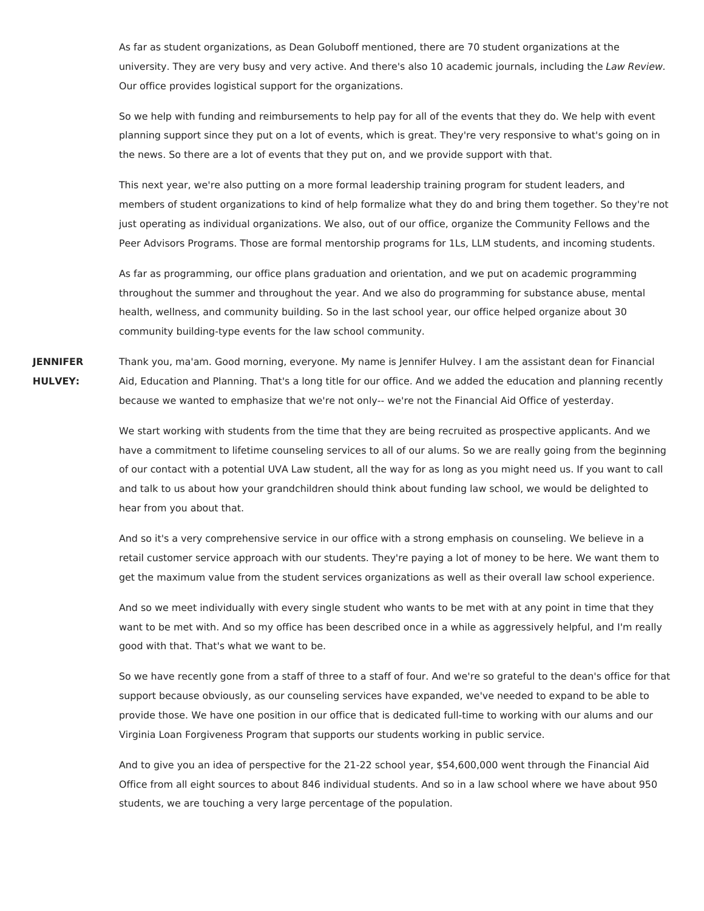As far as student organizations, as Dean Goluboff mentioned, there are 70 student organizations at the university. They are very busy and very active. And there's also 10 academic journals, including the *Law Review.* Our office provides logistical support for the organizations.

So we help with funding and reimbursements to help pay for all of the events that they do. We help with event planning support since they put on a lot of events, which is great. They're very responsive to what's going on in the news. So there are a lot of events that they put on, and we provide support with that.

This next year, we're also putting on a more formal leadership training program for student leaders, and members of student organizations to kind of help formalize what they do and bring them together. So they're not just operating as individual organizations. We also, out of our office, organize the Community Fellows and the Peer Advisors Programs. Those are formal mentorship programs for 1Ls, LLM students, and incoming students.

As far as programming, our office plans graduation and orientation, and we put on academic programming throughout the summer and throughout the year. And we also do programming for substance abuse, mental health, wellness, and community building. So in the last school year, our office helped organize about 30 community building-type events for the law school community.

**JENNIFER HULVEY:** Thank you, ma'am. Good morning, everyone. My name is Jennifer Hulvey. I am the assistant dean for Financial Aid, Education and Planning. That's a long title for our office. And we added the education and planning recently because we wanted to emphasize that we're not only-- we're not the Financial Aid Office of yesterday.

We start working with students from the time that they are being recruited as prospective applicants. And we have a commitment to lifetime counseling services to all of our alums. So we are really going from the beginning of our contact with a potential UVA Law student, all the way for as long as you might need us. If you want to call and talk to us about how your grandchildren should think about funding law school, we would be delighted to hear from you about that.

And so it's a very comprehensive service in our office with a strong emphasis on counseling. We believe in a retail customer service approach with our students. They're paying a lot of money to be here. We want them to get the maximum value from the student services organizations as well as their overall law school experience.

And so we meet individually with every single student who wants to be met with at any point in time that they want to be met with. And so my office has been described once in a while as aggressively helpful, and I'm really good with that. That's what we want to be.

So we have recently gone from a staff of three to a staff of four. And we're so grateful to the dean's office for that support because obviously, as our counseling services have expanded, we've needed to expand to be able to provide those. We have one position in our office that is dedicated full-time to working with our alums and our Virginia Loan Forgiveness Program that supports our students working in public service.

And to give you an idea of perspective for the 21-22 school year, $54,600,000 went through the Financial Aid Office from all eight sources to about 846 individual students. And so in a law school where we have about 950 students, we are touching a very large percentage of the population.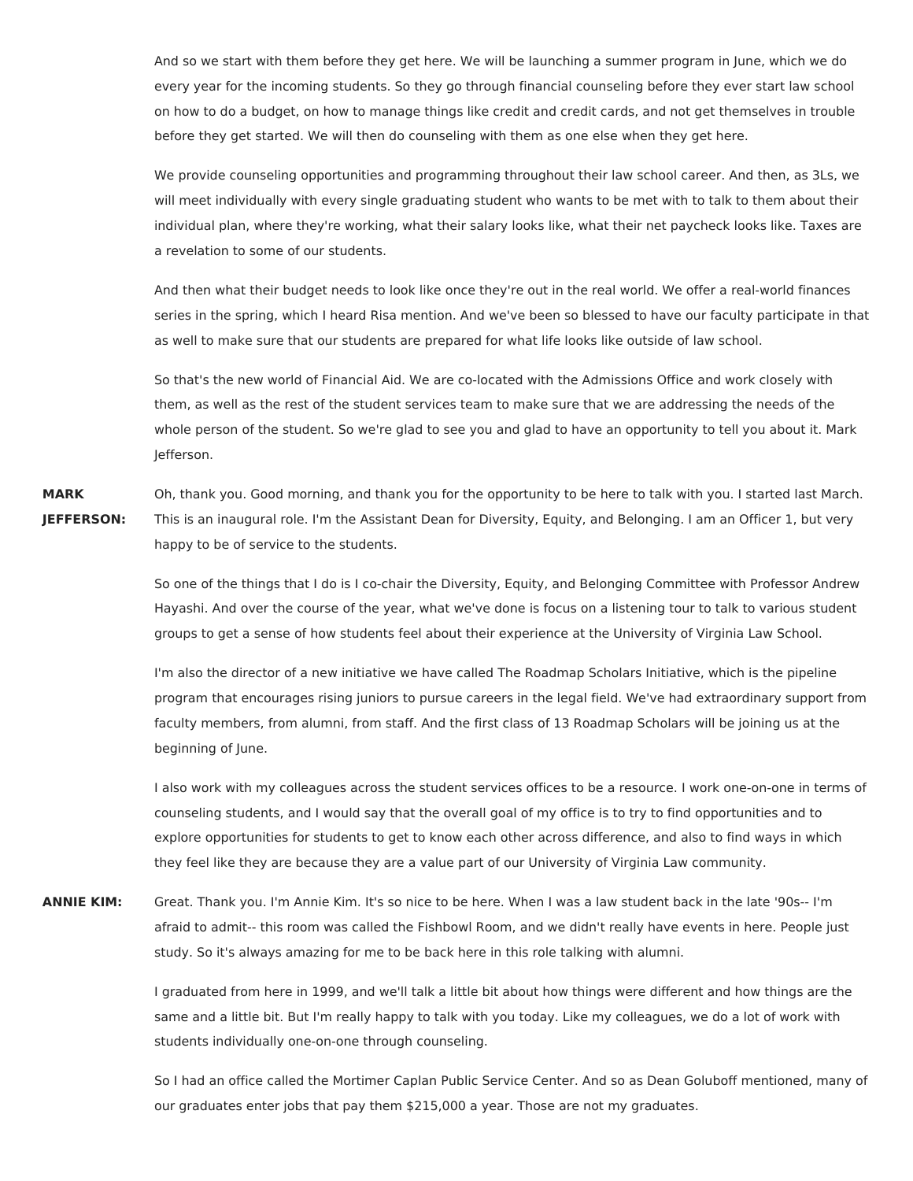And so we start with them before they get here. We will be launching a summer program in June, which we do every year for the incoming students. So they go through financial counseling before they ever start law school on how to do a budget, on how to manage things like credit and credit cards, and not get themselves in trouble before they get started. We will then do counseling with them as one else when they get here.

We provide counseling opportunities and programming throughout their law school career. And then, as 3Ls, we will meet individually with every single graduating student who wants to be met with to talk to them about their individual plan, where they're working, what their salary looks like, what their net paycheck looks like. Taxes are a revelation to some of our students.

And then what their budget needs to look like once they're out in the real world. We offer a real-world finances series in the spring, which I heard Risa mention. And we've been so blessed to have our faculty participate in that as well to make sure that our students are prepared for what life looks like outside of law school.

So that's the new world of Financial Aid. We are co-located with the Admissions Office and work closely with them, as well as the rest of the student services team to make sure that we are addressing the needs of the whole person of the student. So we're glad to see you and glad to have an opportunity to tell you about it. Mark Jefferson.

**MARK JEFFERSON:** Oh, thank you. Good morning, and thank you for the opportunity to be here to talk with you. I started last March. This is an inaugural role. I'm the Assistant Dean for Diversity, Equity, and Belonging. I am an Officer 1, but very happy to be of service to the students.

So one of the things that I do is I co-chair the Diversity, Equity, and Belonging Committee with Professor Andrew Hayashi. And over the course of the year, what we've done is focus on a listening tour to talk to various student groups to get a sense of how students feel about their experience at the University of Virginia Law School.

I'm also the director of a new initiative we have called The Roadmap Scholars Initiative, which is the pipeline program that encourages rising juniors to pursue careers in the legal field. We've had extraordinary support from faculty members, from alumni, from staff. And the first class of 13 Roadmap Scholars will be joining us at the beginning of June.

I also work with my colleagues across the student services offices to be a resource. I work one-on-one in terms of counseling students, and I would say that the overall goal of my office is to try to find opportunities and to explore opportunities for students to get to know each other across difference, and also to find ways in which they feel like they are because they are a value part of our University of Virginia Law community.

**ANNIE KIM:** Great. Thank you. I'm Annie Kim. It's so nice to be here. When I was a law student back in the late '90s-- I'm afraid to admit-- this room was called the Fishbowl Room, and we didn't really have events in here. People just study. So it's always amazing for me to be back here in this role talking with alumni.

I graduated from here in 1999, and we'll talk a little bit about how things were different and how things are the same and a little bit. But I'm really happy to talk with you today. Like my colleagues, we do a lot of work with students individually one-on-one through counseling.

So I had an office called the Mortimer Caplan Public Service Center. And so as Dean Goluboff mentioned, many of our graduates enter jobs that pay them $215,000 a year. Those are not my graduates.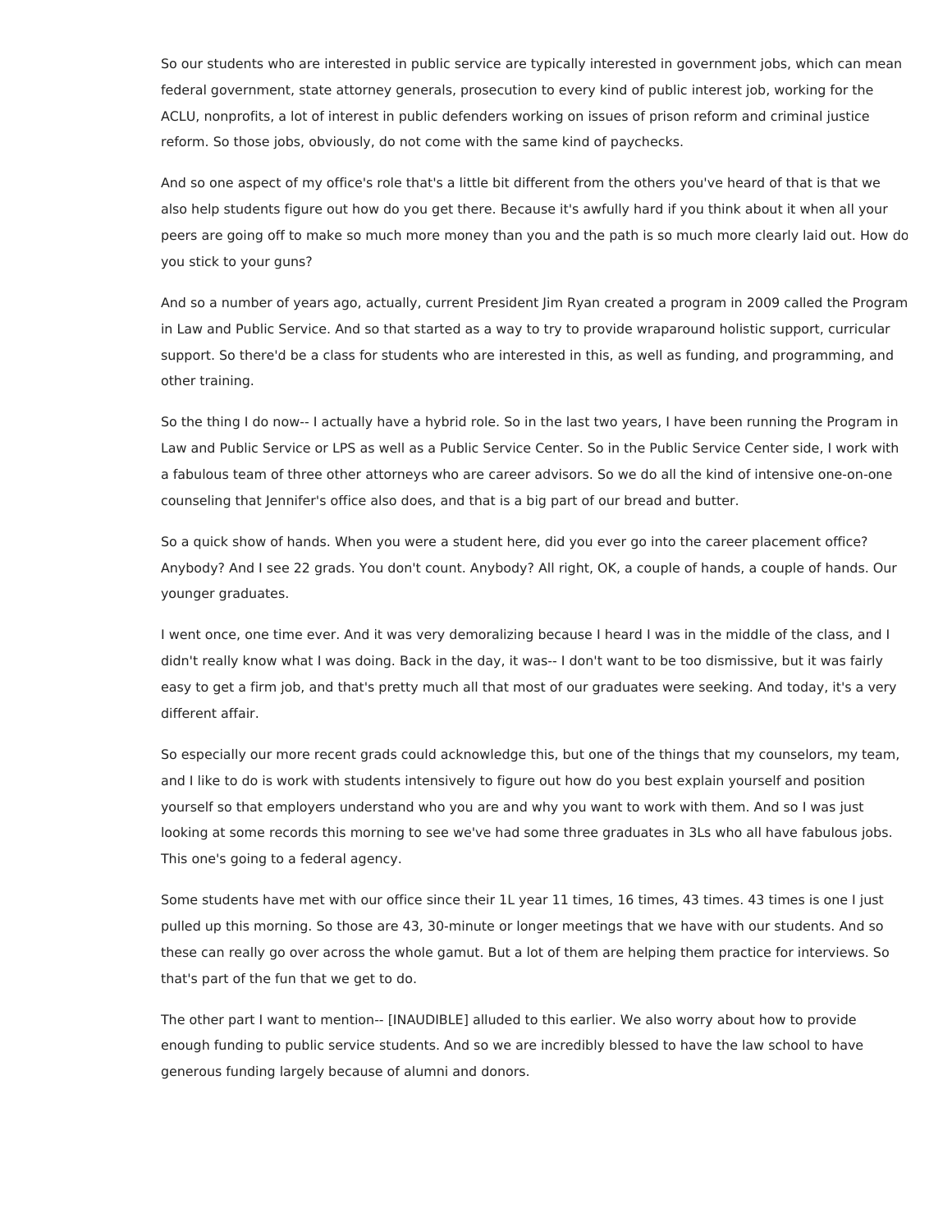So our students who are interested in public service are typically interested in government jobs, which can mean federal government, state attorney generals, prosecution to every kind of public interest job, working for the ACLU, nonprofits, a lot of interest in public defenders working on issues of prison reform and criminal justice reform. So those jobs, obviously, do not come with the same kind of paychecks.

And so one aspect of my office's role that's a little bit different from the others you've heard of that is that we also help students figure out how do you get there. Because it's awfully hard if you think about it when all your peers are going off to make so much more money than you and the path is so much more clearly laid out. How do you stick to your guns?

And so a number of years ago, actually, current President Jim Ryan created a program in 2009 called the Program in Law and Public Service. And so that started as a way to try to provide wraparound holistic support, curricular support. So there'd be a class for students who are interested in this, as well as funding, and programming, and other training.

So the thing I do now-- I actually have a hybrid role. So in the last two years, I have been running the Program in Law and Public Service or LPS as well as a Public Service Center. So in the Public Service Center side, I work with a fabulous team of three other attorneys who are career advisors. So we do all the kind of intensive one-on-one counseling that Jennifer's office also does, and that is a big part of our bread and butter.

So a quick show of hands. When you were a student here, did you ever go into the career placement office? Anybody? And I see 22 grads. You don't count. Anybody? All right, OK, a couple of hands, a couple of hands. Our younger graduates.

I went once, one time ever. And it was very demoralizing because I heard I was in the middle of the class, and I didn't really know what I was doing. Back in the day, it was-- I don't want to be too dismissive, but it was fairly easy to get a firm job, and that's pretty much all that most of our graduates were seeking. And today, it's a very different affair.

So especially our more recent grads could acknowledge this, but one of the things that my counselors, my team, and I like to do is work with students intensively to figure out how do you best explain yourself and position yourself so that employers understand who you are and why you want to work with them. And so I was just looking at some records this morning to see we've had some three graduates in 3Ls who all have fabulous jobs. This one's going to a federal agency.

Some students have met with our office since their 1L year 11 times, 16 times, 43 times. 43 times is one I just pulled up this morning. So those are 43, 30-minute or longer meetings that we have with our students. And so these can really go over across the whole gamut. But a lot of them are helping them practice for interviews. So that's part of the fun that we get to do.

The other part I want to mention-- [INAUDIBLE] alluded to this earlier. We also worry about how to provide enough funding to public service students. And so we are incredibly blessed to have the law school to have generous funding largely because of alumni and donors.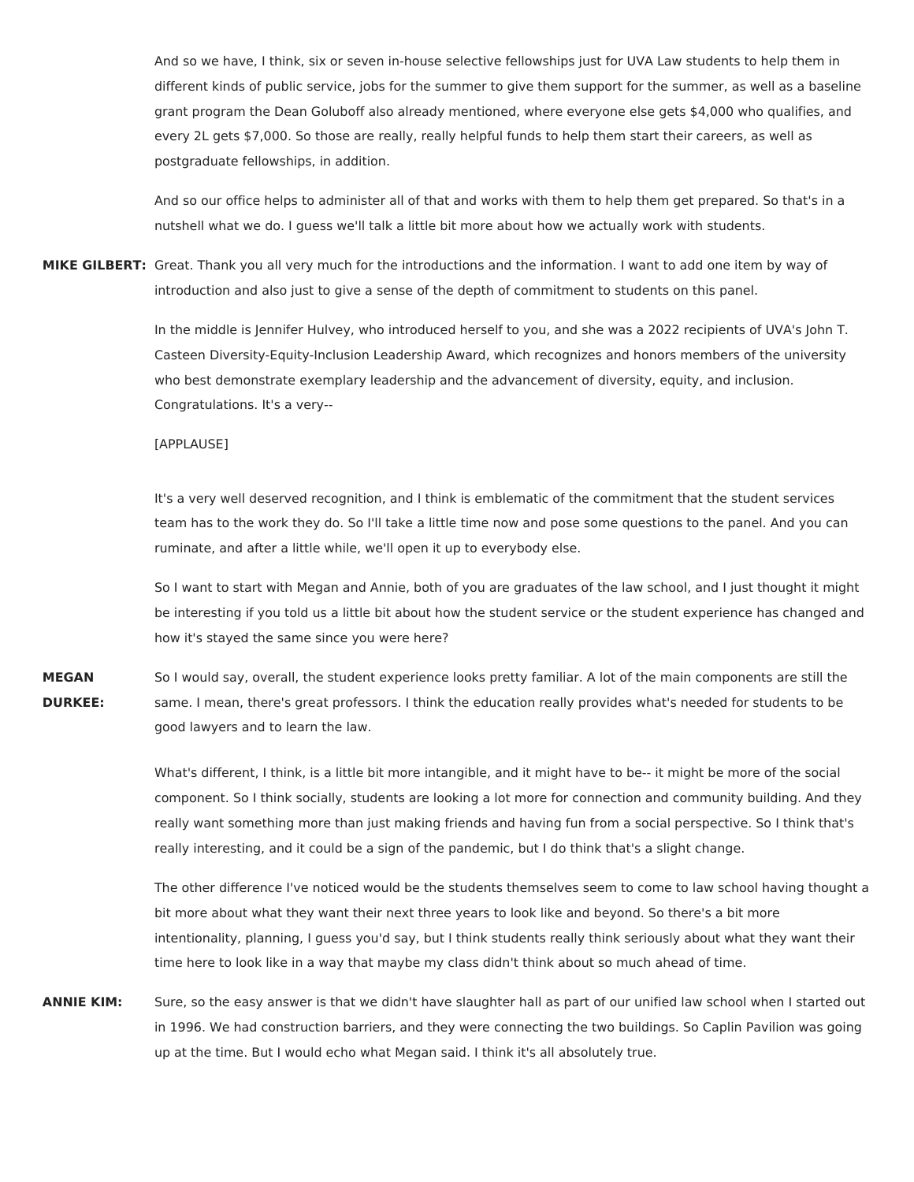And so we have, I think, six or seven in-house selective fellowships just for UVA Law students to help them in different kinds of public service, jobs for the summer to give them support for the summer, as well as a baseline grant program the Dean Goluboff also already mentioned, where everyone else gets $4,000 who qualifies, and every 2L gets $7,000. So those are really, really helpful funds to help them start their careers, as well as postgraduate fellowships, in addition.

And so our office helps to administer all of that and works with them to help them get prepared. So that's in a nutshell what we do. I guess we'll talk a little bit more about how we actually work with students.

**MIKE GILBERT:** Great. Thank you all very much for the introductions and the information. I want to add one item by way of introduction and also just to give a sense of the depth of commitment to students on this panel.

In the middle is Jennifer Hulvey, who introduced herself to you, and she was a 2022 recipients of UVA's John T. Casteen Diversity-Equity-Inclusion Leadership Award, which recognizes and honors members of the university who best demonstrate exemplary leadership and the advancement of diversity, equity, and inclusion. Congratulations. It's a very--

[APPLAUSE]

It's a very well deserved recognition, and I think is emblematic of the commitment that the student services team has to the work they do. So I'll take a little time now and pose some questions to the panel. And you can ruminate, and after a little while, we'll open it up to everybody else.

So I want to start with Megan and Annie, both of you are graduates of the law school, and I just thought it might be interesting if you told us a little bit about how the student service or the student experience has changed and how it's stayed the same since you were here?

**MEGAN DURKEE:** So I would say, overall, the student experience looks pretty familiar. A lot of the main components are still the same. I mean, there's great professors. I think the education really provides what's needed for students to be good lawyers and to learn the law.

What's different, I think, is a little bit more intangible, and it might have to be-- it might be more of the social component. So I think socially, students are looking a lot more for connection and community building. And they really want something more than just making friends and having fun from a social perspective. So I think that's really interesting, and it could be a sign of the pandemic, but I do think that's a slight change.

The other difference I've noticed would be the students themselves seem to come to law school having thought a bit more about what they want their next three years to look like and beyond. So there's a bit more intentionality, planning, I guess you'd say, but I think students really think seriously about what they want their time here to look like in a way that maybe my class didn't think about so much ahead of time.

**ANNIE KIM:** Sure, so the easy answer is that we didn't have slaughter hall as part of our unified law school when I started out in 1996. We had construction barriers, and they were connecting the two buildings. So Caplin Pavilion was going up at the time. But I would echo what Megan said. I think it's all absolutely true.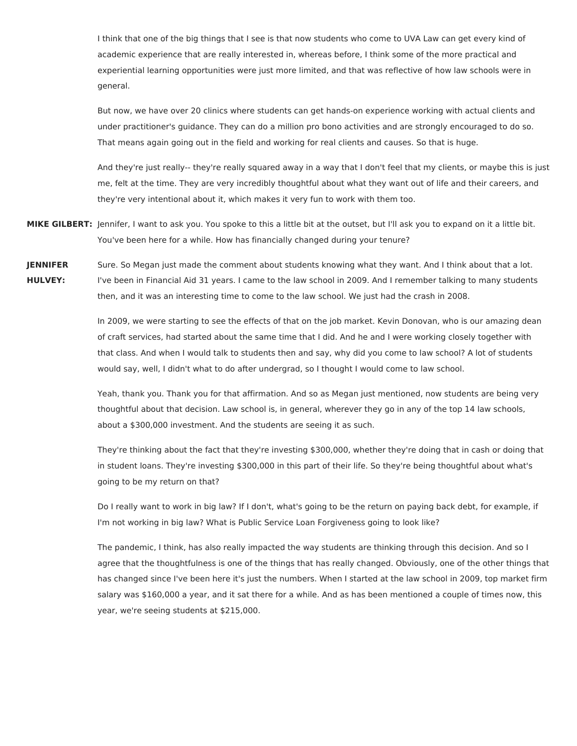I think that one of the big things that I see is that now students who come to UVA Law can get every kind of academic experience that are really interested in, whereas before, I think some of the more practical and experiential learning opportunities were just more limited, and that was reflective of how law schools were in general.

But now, we have over 20 clinics where students can get hands-on experience working with actual clients and under practitioner's guidance. They can do a million pro bono activities and are strongly encouraged to do so. That means again going out in the field and working for real clients and causes. So that is huge.

And they're just really-- they're really squared away in a way that I don't feel that my clients, or maybe this is just me, felt at the time. They are very incredibly thoughtful about what they want out of life and their careers, and they're very intentional about it, which makes it very fun to work with them too.

**MIKE GILBERT:** Jennifer, I want to ask you. You spoke to this a little bit at the outset, but I'll ask you to expand on it a little bit. You've been here for a while. How has financially changed during your tenure?

**JENNIFER HULVEY:** Sure. So Megan just made the comment about students knowing what they want. And I think about that a lot. I've been in Financial Aid 31 years. I came to the law school in 2009. And I remember talking to many students then, and it was an interesting time to come to the law school. We just had the crash in 2008.

In 2009, we were starting to see the effects of that on the job market. Kevin Donovan, who is our amazing dean of craft services, had started about the same time that I did. And he and I were working closely together with that class. And when I would talk to students then and say, why did you come to law school? A lot of students would say, well, I didn't what to do after undergrad, so I thought I would come to law school.

Yeah, thank you. Thank you for that affirmation. And so as Megan just mentioned, now students are being very thoughtful about that decision. Law school is, in general, wherever they go in any of the top 14 law schools, about a $300,000 investment. And the students are seeing it as such.

They're thinking about the fact that they're investing $300,000, whether they're doing that in cash or doing that in student loans. They're investing $300,000 in this part of their life. So they're being thoughtful about what's going to be my return on that?

Do I really want to work in big law? If I don't, what's going to be the return on paying back debt, for example, if I'm not working in big law? What is Public Service Loan Forgiveness going to look like?

The pandemic, I think, has also really impacted the way students are thinking through this decision. And so I agree that the thoughtfulness is one of the things that has really changed. Obviously, one of the other things that has changed since I've been here it's just the numbers. When I started at the law school in 2009, top market firm salary was $160,000 a year, and it sat there for a while. And as has been mentioned a couple of times now, this year, we're seeing students at $215,000.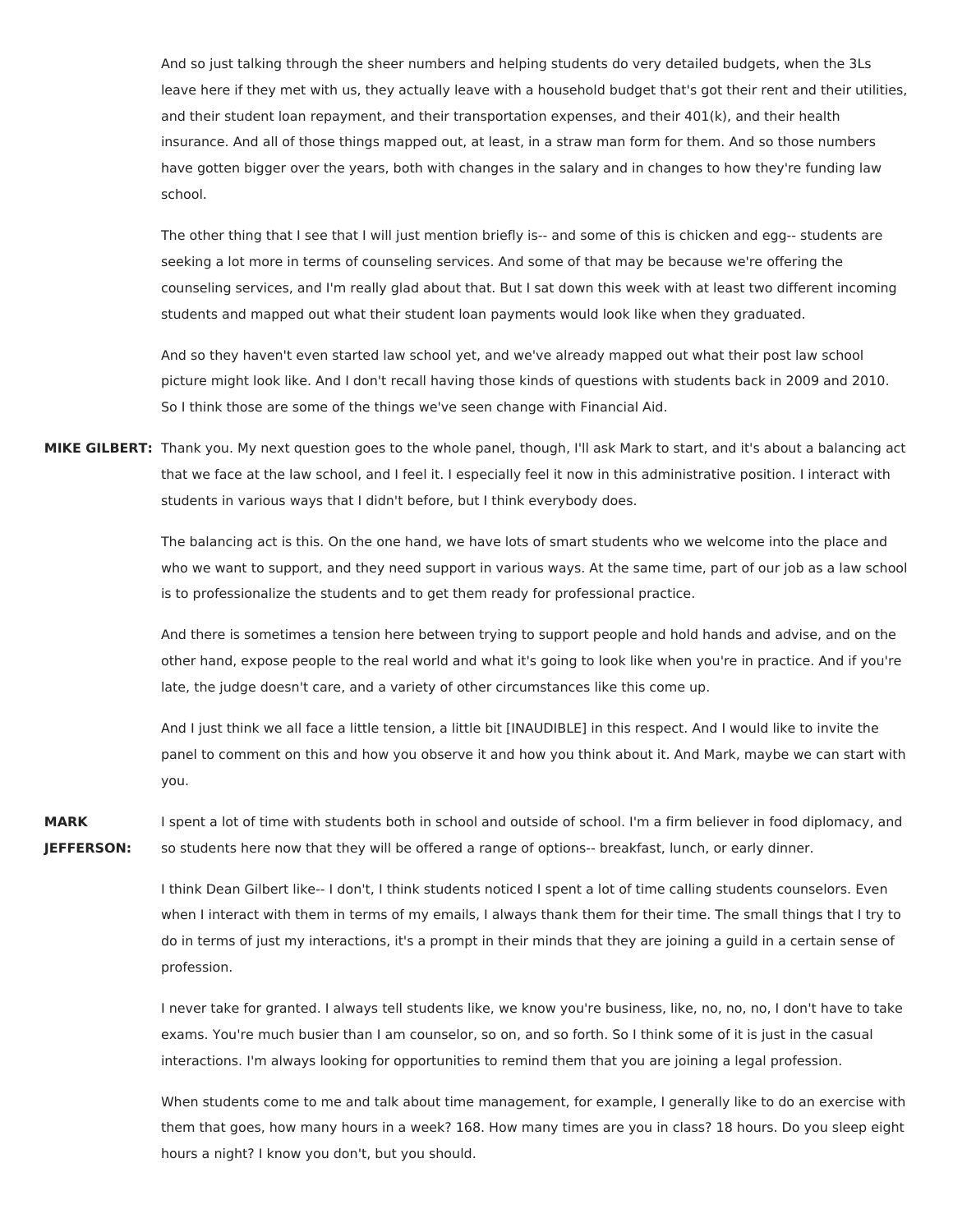And so just talking through the sheer numbers and helping students do very detailed budgets, when the 3Ls leave here if they met with us, they actually leave with a household budget that's got their rent and their utilities, and their student loan repayment, and their transportation expenses, and their 401(k), and their health insurance. And all of those things mapped out, at least, in a straw man form for them. And so those numbers have gotten bigger over the years, both with changes in the salary and in changes to how they're funding law school.

The other thing that I see that I will just mention briefly is-- and some of this is chicken and egg-- students are seeking a lot more in terms of counseling services. And some of that may be because we're offering the counseling services, and I'm really glad about that. But I sat down this week with at least two different incoming students and mapped out what their student loan payments would look like when they graduated.

And so they haven't even started law school yet, and we've already mapped out what their post law school picture might look like. And I don't recall having those kinds of questions with students back in 2009 and 2010. So I think those are some of the things we've seen change with Financial Aid.

**MIKE GILBERT:** Thank you. My next question goes to the whole panel, though, I'll ask Mark to start, and it's about a balancing act that we face at the law school, and I feel it. I especially feel it now in this administrative position. I interact with students in various ways that I didn't before, but I think everybody does.

The balancing act is this. On the one hand, we have lots of smart students who we welcome into the place and who we want to support, and they need support in various ways. At the same time, part of our job as a law school is to professionalize the students and to get them ready for professional practice.

And there is sometimes a tension here between trying to support people and hold hands and advise, and on the other hand, expose people to the real world and what it's going to look like when you're in practice. And if you're late, the judge doesn't care, and a variety of other circumstances like this come up.

And I just think we all face a little tension, a little bit [INAUDIBLE] in this respect. And I would like to invite the panel to comment on this and how you observe it and how you think about it. And Mark, maybe we can start with you.

**MARK JEFFERSON:** I spent a lot of time with students both in school and outside of school. I'm a firm believer in food diplomacy, and so students here now that they will be offered a range of options-- breakfast, lunch, or early dinner.

I think Dean Gilbert like-- I don't, I think students noticed I spent a lot of time calling students counselors. Even when I interact with them in terms of my emails, I always thank them for their time. The small things that I try to do in terms of just my interactions, it's a prompt in their minds that they are joining a guild in a certain sense of profession.

I never take for granted. I always tell students like, we know you're business, like, no, no, no, I don't have to take exams. You're much busier than I am counselor, so on, and so forth. So I think some of it is just in the casual interactions. I'm always looking for opportunities to remind them that you are joining a legal profession.

When students come to me and talk about time management, for example, I generally like to do an exercise with them that goes, how many hours in a week? 168. How many times are you in class? 18 hours. Do you sleep eight hours a night? I know you don't, but you should.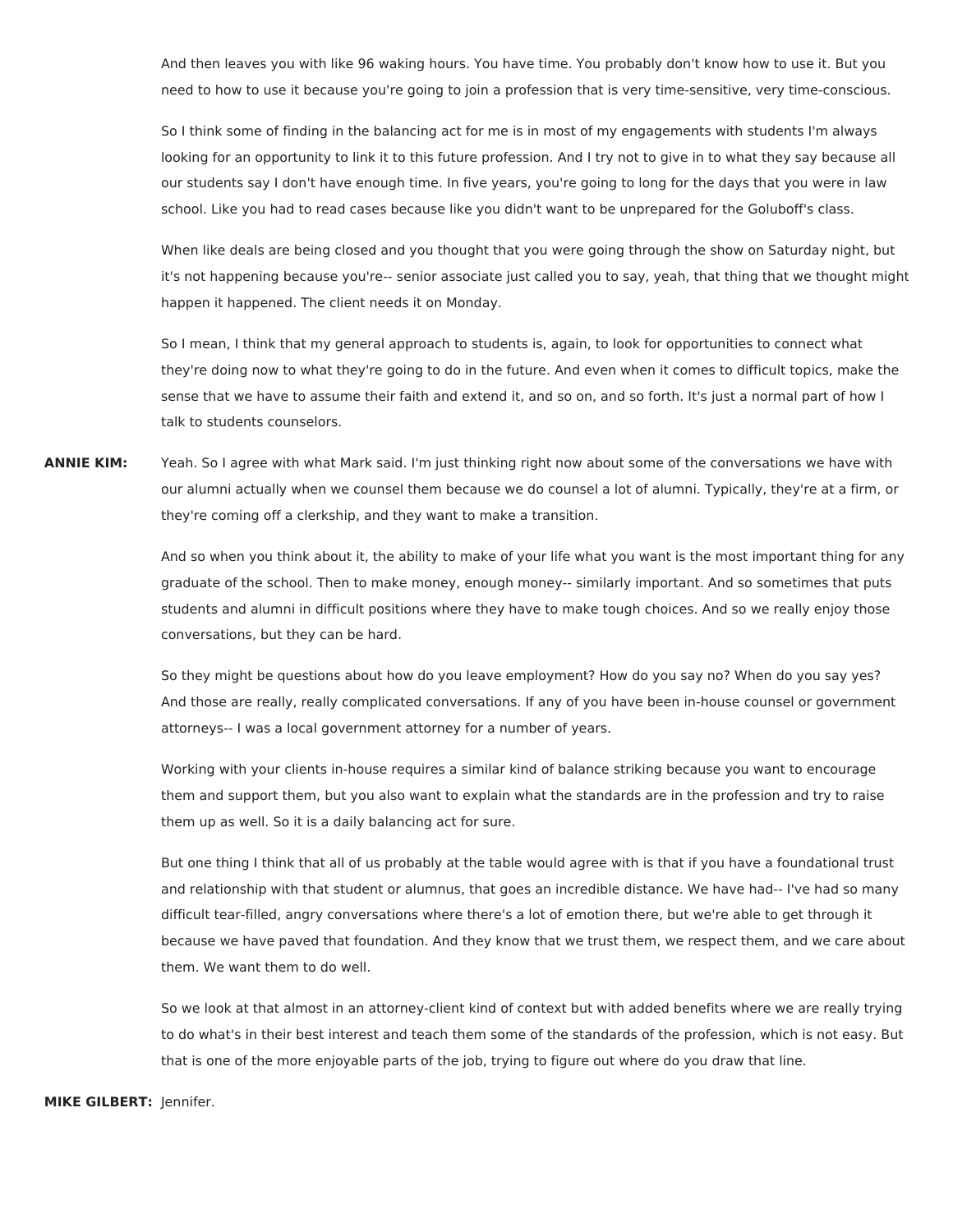And then leaves you with like 96 waking hours. You have time. You probably don't know how to use it. But you need to how to use it because you're going to join a profession that is very time-sensitive, very time-conscious.

So I think some of finding in the balancing act for me is in most of my engagements with students I'm always looking for an opportunity to link it to this future profession. And I try not to give in to what they say because all our students say I don't have enough time. In five years, you're going to long for the days that you were in law school. Like you had to read cases because like you didn't want to be unprepared for the Goluboff's class.

When like deals are being closed and you thought that you were going through the show on Saturday night, but it's not happening because you're-- senior associate just called you to say, yeah, that thing that we thought might happen it happened. The client needs it on Monday.

So I mean, I think that my general approach to students is, again, to look for opportunities to connect what they're doing now to what they're going to do in the future. And even when it comes to difficult topics, make the sense that we have to assume their faith and extend it, and so on, and so forth. It's just a normal part of how I talk to students counselors.

**ANNIE KIM:** Yeah. So I agree with what Mark said. I'm just thinking right now about some of the conversations we have with our alumni actually when we counsel them because we do counsel a lot of alumni. Typically, they're at a firm, or they're coming off a clerkship, and they want to make a transition.

And so when you think about it, the ability to make of your life what you want is the most important thing for any graduate of the school. Then to make money, enough money-- similarly important. And so sometimes that puts students and alumni in difficult positions where they have to make tough choices. And so we really enjoy those conversations, but they can be hard.

So they might be questions about how do you leave employment? How do you say no? When do you say yes? And those are really, really complicated conversations. If any of you have been in-house counsel or government attorneys-- I was a local government attorney for a number of years.

Working with your clients in-house requires a similar kind of balance striking because you want to encourage them and support them, but you also want to explain what the standards are in the profession and try to raise them up as well. So it is a daily balancing act for sure.

But one thing I think that all of us probably at the table would agree with is that if you have a foundational trust and relationship with that student or alumnus, that goes an incredible distance. We have had-- I've had so many difficult tear-filled, angry conversations where there's a lot of emotion there, but we're able to get through it because we have paved that foundation. And they know that we trust them, we respect them, and we care about them. We want them to do well.

So we look at that almost in an attorney-client kind of context but with added benefits where we are really trying to do what's in their best interest and teach them some of the standards of the profession, which is not easy. But that is one of the more enjoyable parts of the job, trying to figure out where do you draw that line.

**MIKE GILBERT:** Jennifer.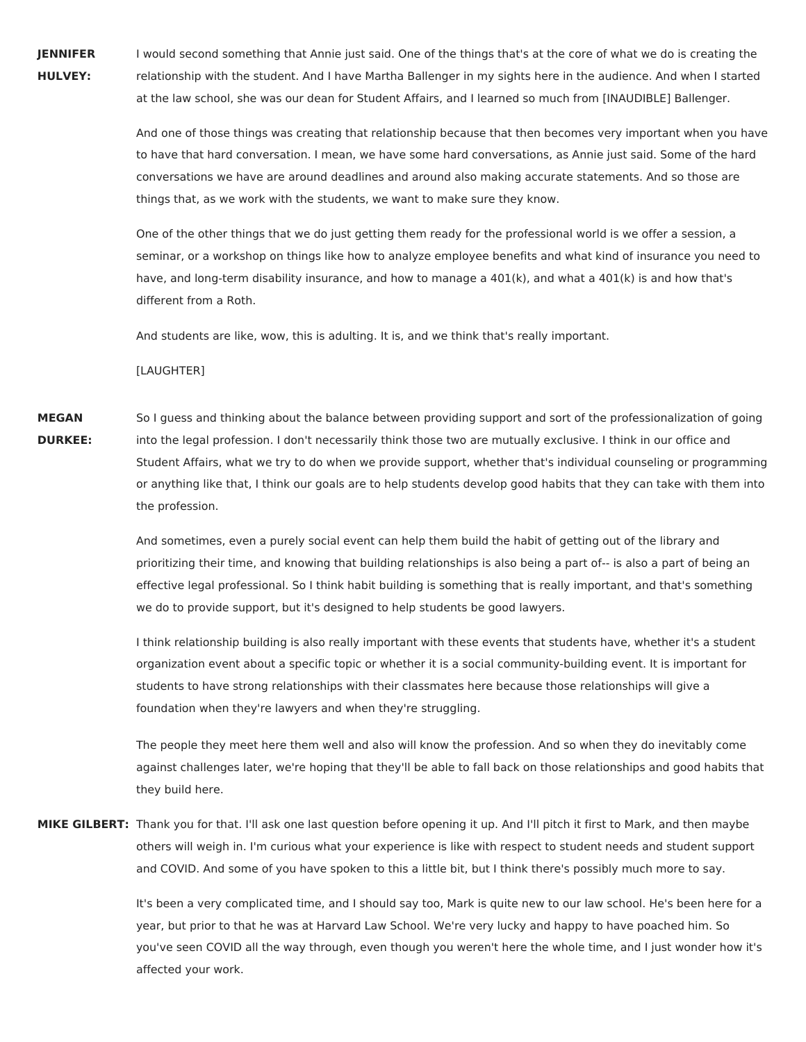**JENNIFER HULVEY:** I would second something that Annie just said. One of the things that's at the core of what we do is creating the relationship with the student. And I have Martha Ballenger in my sights here in the audience. And when I started at the law school, she was our dean for Student Affairs, and I learned so much from [INAUDIBLE] Ballenger.

And one of those things was creating that relationship because that then becomes very important when you have to have that hard conversation. I mean, we have some hard conversations, as Annie just said. Some of the hard conversations we have are around deadlines and around also making accurate statements. And so those are things that, as we work with the students, we want to make sure they know.

One of the other things that we do just getting them ready for the professional world is we offer a session, a seminar, or a workshop on things like how to analyze employee benefits and what kind of insurance you need to have, and long-term disability insurance, and how to manage a 401(k), and what a 401(k) is and how that's different from a Roth.

And students are like, wow, this is adulting. It is, and we think that's really important.

[LAUGHTER]

**MEGAN DURKEE:** So I guess and thinking about the balance between providing support and sort of the professionalization of going into the legal profession. I don't necessarily think those two are mutually exclusive. I think in our office and Student Affairs, what we try to do when we provide support, whether that's individual counseling or programming or anything like that, I think our goals are to help students develop good habits that they can take with them into the profession.

And sometimes, even a purely social event can help them build the habit of getting out of the library and prioritizing their time, and knowing that building relationships is also being a part of-- is also a part of being an effective legal professional. So I think habit building is something that is really important, and that's something we do to provide support, but it's designed to help students be good lawyers.

I think relationship building is also really important with these events that students have, whether it's a student organization event about a specific topic or whether it is a social community-building event. It is important for students to have strong relationships with their classmates here because those relationships will give a foundation when they're lawyers and when they're struggling.

The people they meet here them well and also will know the profession. And so when they do inevitably come against challenges later, we're hoping that they'll be able to fall back on those relationships and good habits that they build here.

**MIKE GILBERT:** Thank you for that. I'll ask one last question before opening it up. And I'll pitch it first to Mark, and then maybe others will weigh in. I'm curious what your experience is like with respect to student needs and student support and COVID. And some of you have spoken to this a little bit, but I think there's possibly much more to say.

It's been a very complicated time, and I should say too, Mark is quite new to our law school. He's been here for a year, but prior to that he was at Harvard Law School. We're very lucky and happy to have poached him. So you've seen COVID all the way through, even though you weren't here the whole time, and I just wonder how it's affected your work.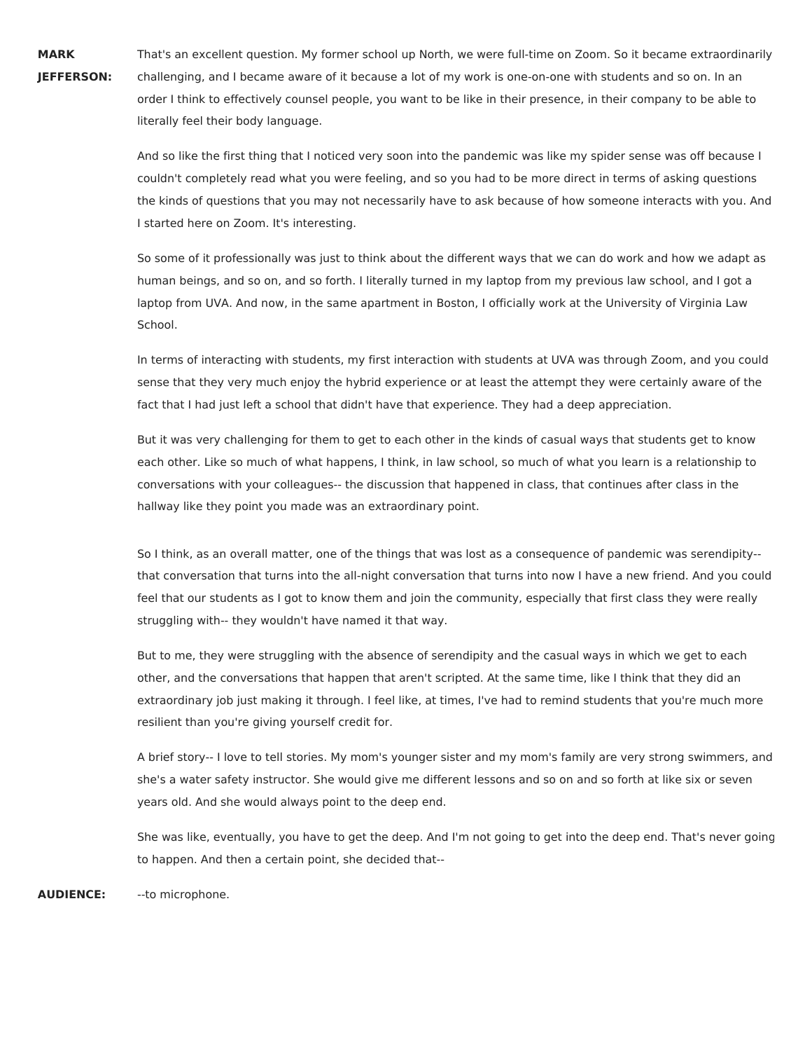**MARK JEFFERSON:** That's an excellent question. My former school up North, we were full-time on Zoom. So it became extraordinarily challenging, and I became aware of it because a lot of my work is one-on-one with students and so on. In an order I think to effectively counsel people, you want to be like in their presence, in their company to be able to literally feel their body language.

And so like the first thing that I noticed very soon into the pandemic was like my spider sense was off because I couldn't completely read what you were feeling, and so you had to be more direct in terms of asking questions the kinds of questions that you may not necessarily have to ask because of how someone interacts with you. And I started here on Zoom. It's interesting.

So some of it professionally was just to think about the different ways that we can do work and how we adapt as human beings, and so on, and so forth. I literally turned in my laptop from my previous law school, and I got a laptop from UVA. And now, in the same apartment in Boston, I officially work at the University of Virginia Law School.

In terms of interacting with students, my first interaction with students at UVA was through Zoom, and you could sense that they very much enjoy the hybrid experience or at least the attempt they were certainly aware of the fact that I had just left a school that didn't have that experience. They had a deep appreciation.

But it was very challenging for them to get to each other in the kinds of casual ways that students get to know each other. Like so much of what happens, I think, in law school, so much of what you learn is a relationship to conversations with your colleagues-- the discussion that happened in class, that continues after class in the hallway like they point you made was an extraordinary point.

So I think, as an overall matter, one of the things that was lost as a consequence of pandemic was serendipity-- that conversation that turns into the all-night conversation that turns into now I have a new friend. And you could feel that our students as I got to know them and join the community, especially that first class they were really struggling with-- they wouldn't have named it that way.

But to me, they were struggling with the absence of serendipity and the casual ways in which we get to each other, and the conversations that happen that aren't scripted. At the same time, like I think that they did an extraordinary job just making it through. I feel like, at times, I've had to remind students that you're much more resilient than you're giving yourself credit for.

A brief story-- I love to tell stories. My mom's younger sister and my mom's family are very strong swimmers, and she's a water safety instructor. She would give me different lessons and so on and so forth at like six or seven years old. And she would always point to the deep end.

She was like, eventually, you have to get the deep. And I'm not going to get into the deep end. That's never going to happen. And then a certain point, she decided that--

**AUDIENCE:** --to microphone.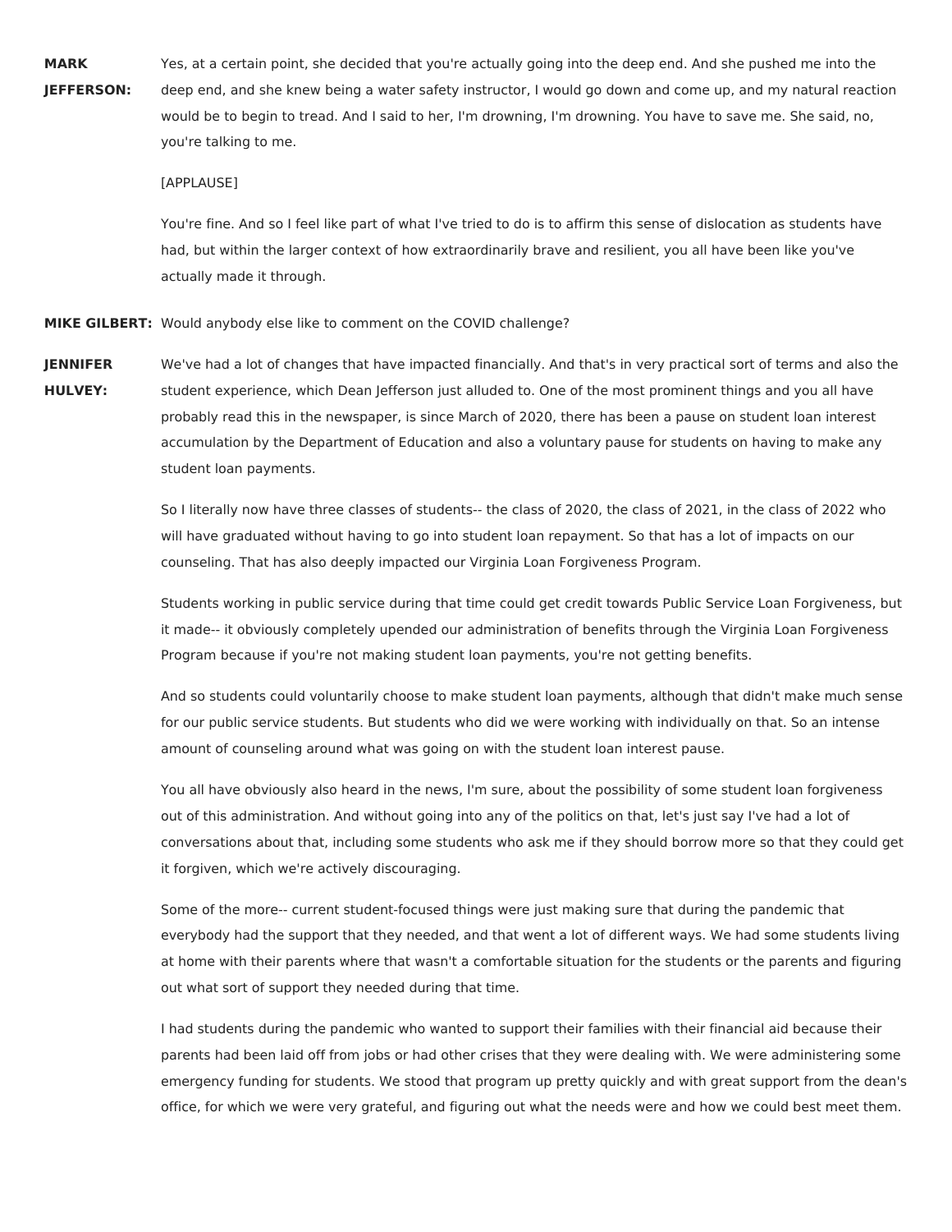**MARK JEFFERSON:** Yes, at a certain point, she decided that you're actually going into the deep end. And she pushed me into the deep end, and she knew being a water safety instructor, I would go down and come up, and my natural reaction would be to begin to tread. And I said to her, I'm drowning, I'm drowning. You have to save me. She said, no, you're talking to me.

[APPLAUSE]

You're fine. And so I feel like part of what I've tried to do is to affirm this sense of dislocation as students have had, but within the larger context of how extraordinarily brave and resilient, you all have been like you've actually made it through.

**MIKE GILBERT:** Would anybody else like to comment on the COVID challenge?

**JENNIFER HULVEY:** We've had a lot of changes that have impacted financially. And that's in very practical sort of terms and also the student experience, which Dean Jefferson just alluded to. One of the most prominent things and you all have probably read this in the newspaper, is since March of 2020, there has been a pause on student loan interest accumulation by the Department of Education and also a voluntary pause for students on having to make any student loan payments.

So I literally now have three classes of students-- the class of 2020, the class of 2021, in the class of 2022 who will have graduated without having to go into student loan repayment. So that has a lot of impacts on our counseling. That has also deeply impacted our Virginia Loan Forgiveness Program.

Students working in public service during that time could get credit towards Public Service Loan Forgiveness, but it made-- it obviously completely upended our administration of benefits through the Virginia Loan Forgiveness Program because if you're not making student loan payments, you're not getting benefits.

And so students could voluntarily choose to make student loan payments, although that didn't make much sense for our public service students. But students who did we were working with individually on that. So an intense amount of counseling around what was going on with the student loan interest pause.

You all have obviously also heard in the news, I'm sure, about the possibility of some student loan forgiveness out of this administration. And without going into any of the politics on that, let's just say I've had a lot of conversations about that, including some students who ask me if they should borrow more so that they could get it forgiven, which we're actively discouraging.

Some of the more-- current student-focused things were just making sure that during the pandemic that everybody had the support that they needed, and that went a lot of different ways. We had some students living at home with their parents where that wasn't a comfortable situation for the students or the parents and figuring out what sort of support they needed during that time.

I had students during the pandemic who wanted to support their families with their financial aid because their parents had been laid off from jobs or had other crises that they were dealing with. We were administering some emergency funding for students. We stood that program up pretty quickly and with great support from the dean's office, for which we were very grateful, and figuring out what the needs were and how we could best meet them.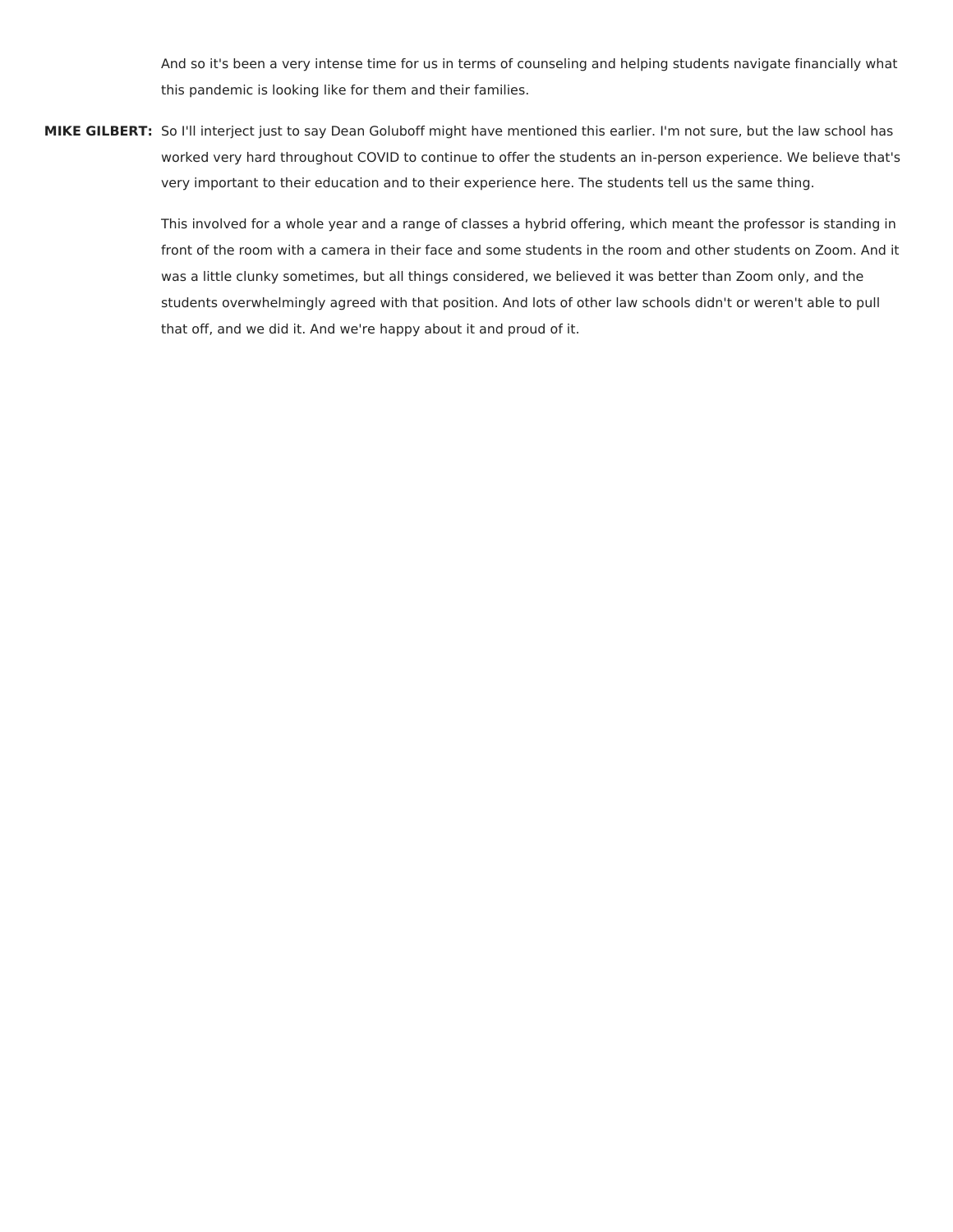And so it's been a very intense time for us in terms of counseling and helping students navigate financially what this pandemic is looking like for them and their families.

**MIKE GILBERT:** So I'll interject just to say Dean Goluboff might have mentioned this earlier. I'm not sure, but the law school has worked very hard throughout COVID to continue to offer the students an in-person experience. We believe that's very important to their education and to their experience here. The students tell us the same thing.

This involved for a whole year and a range of classes a hybrid offering, which meant the professor is standing in front of the room with a camera in their face and some students in the room and other students on Zoom. And it was a little clunky sometimes, but all things considered, we believed it was better than Zoom only, and the students overwhelmingly agreed with that position. And lots of other law schools didn't or weren't able to pull that off, and we did it. And we're happy about it and proud of it.